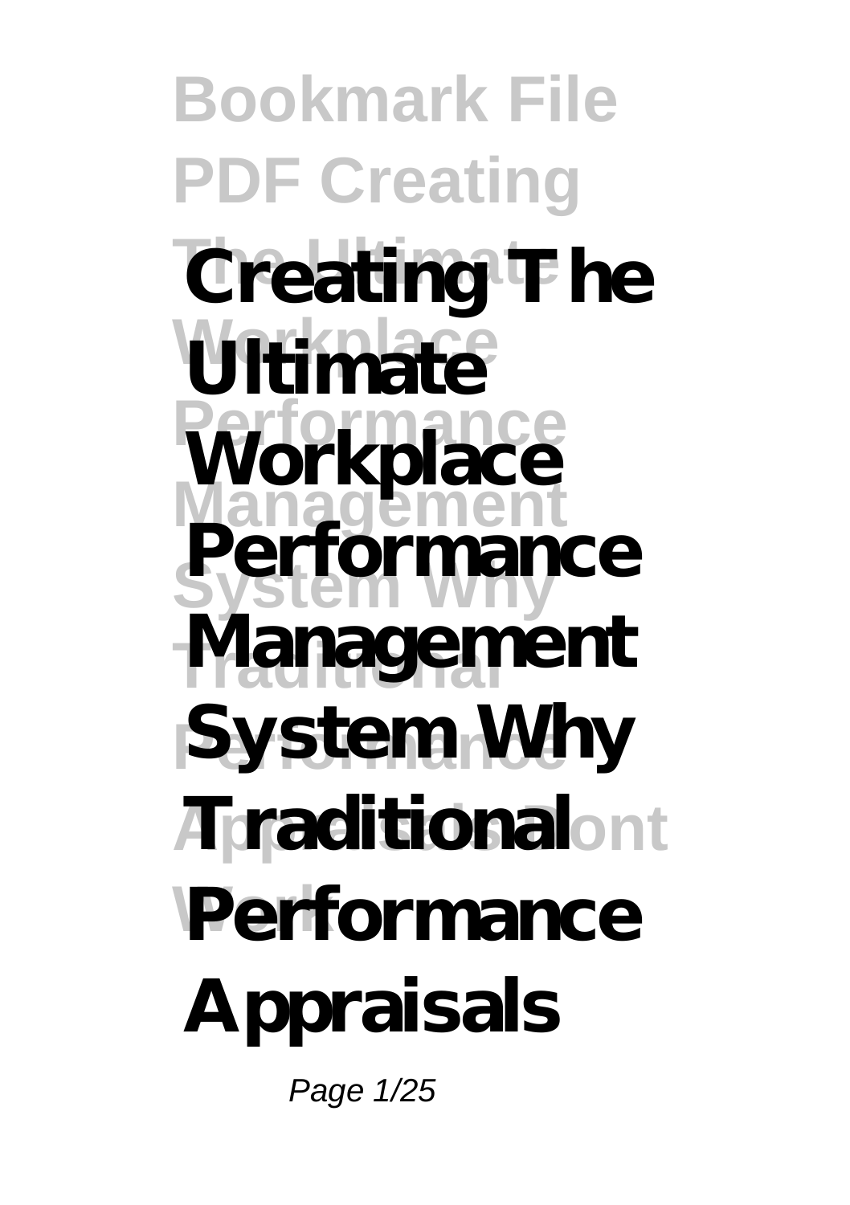# Creating The Ultimate Workplace Performance Management System Why Traditional Performance Appraisals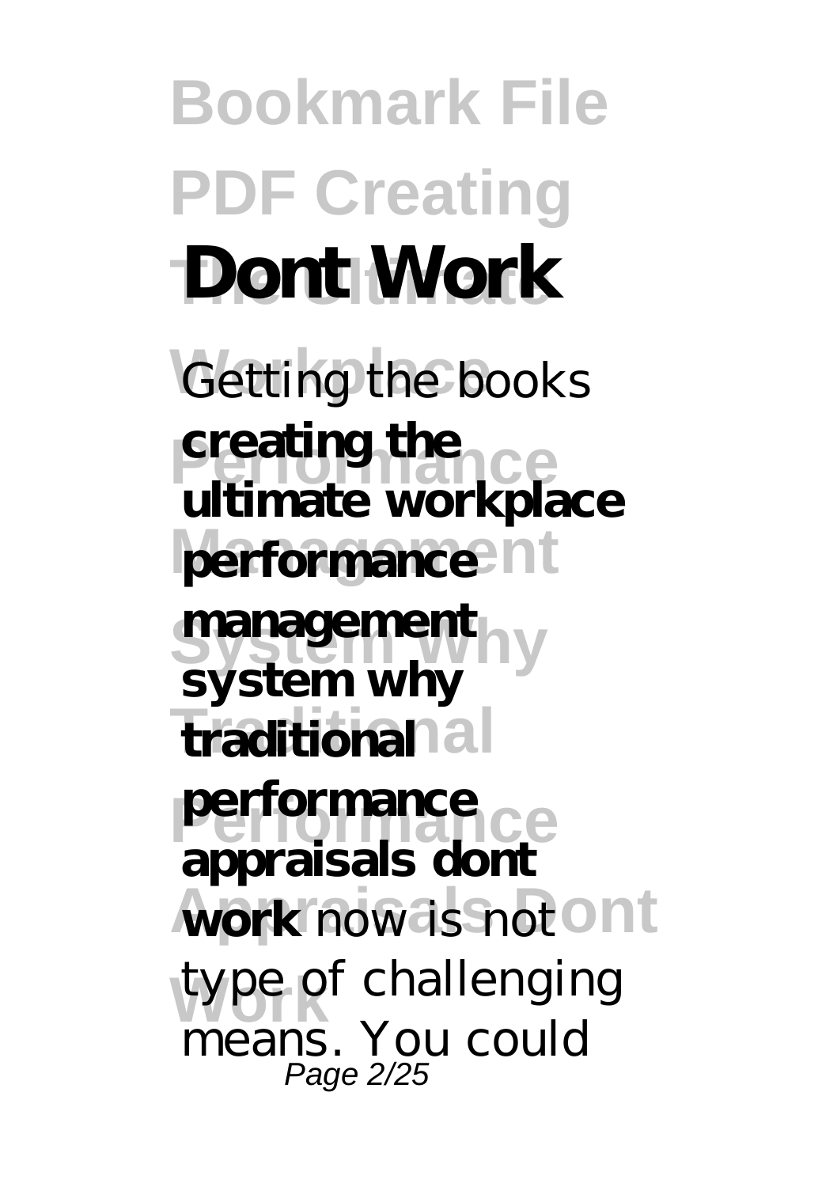# Dont Work

Getting the books **creating the ultimate workplace performance management system why traditional performance appraisals dont work** now is not type of challenging means. You could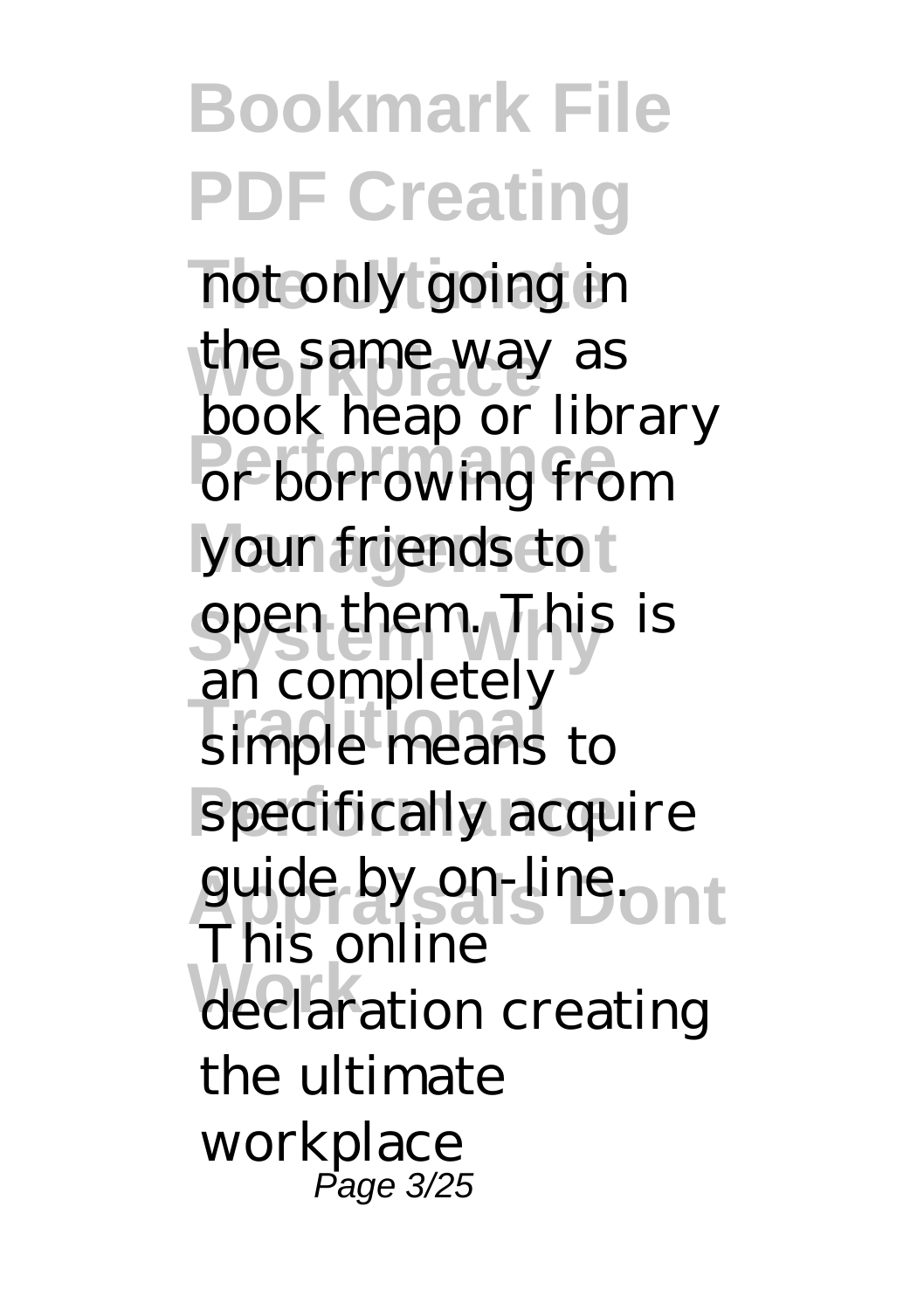not only going in the same way as book heap or library or borrowing from your friends to open them. This is an completely simple means to specifically acquire guide by on-line. This online declaration creating the ultimate workplace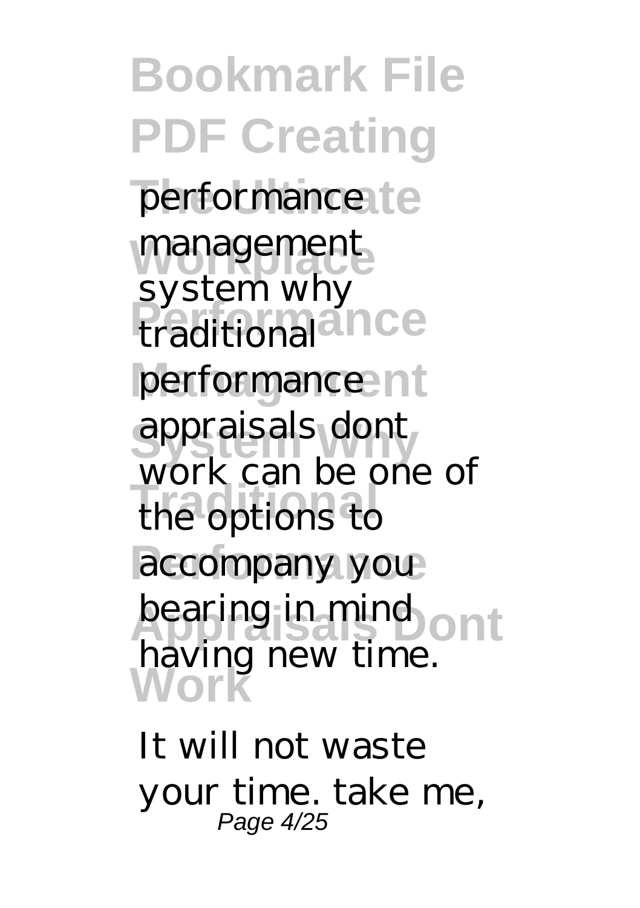performance management system why traditional performance appraisals dont work can be one of the options to accompany you bearing in mind having new time.

It will not waste your time. take me,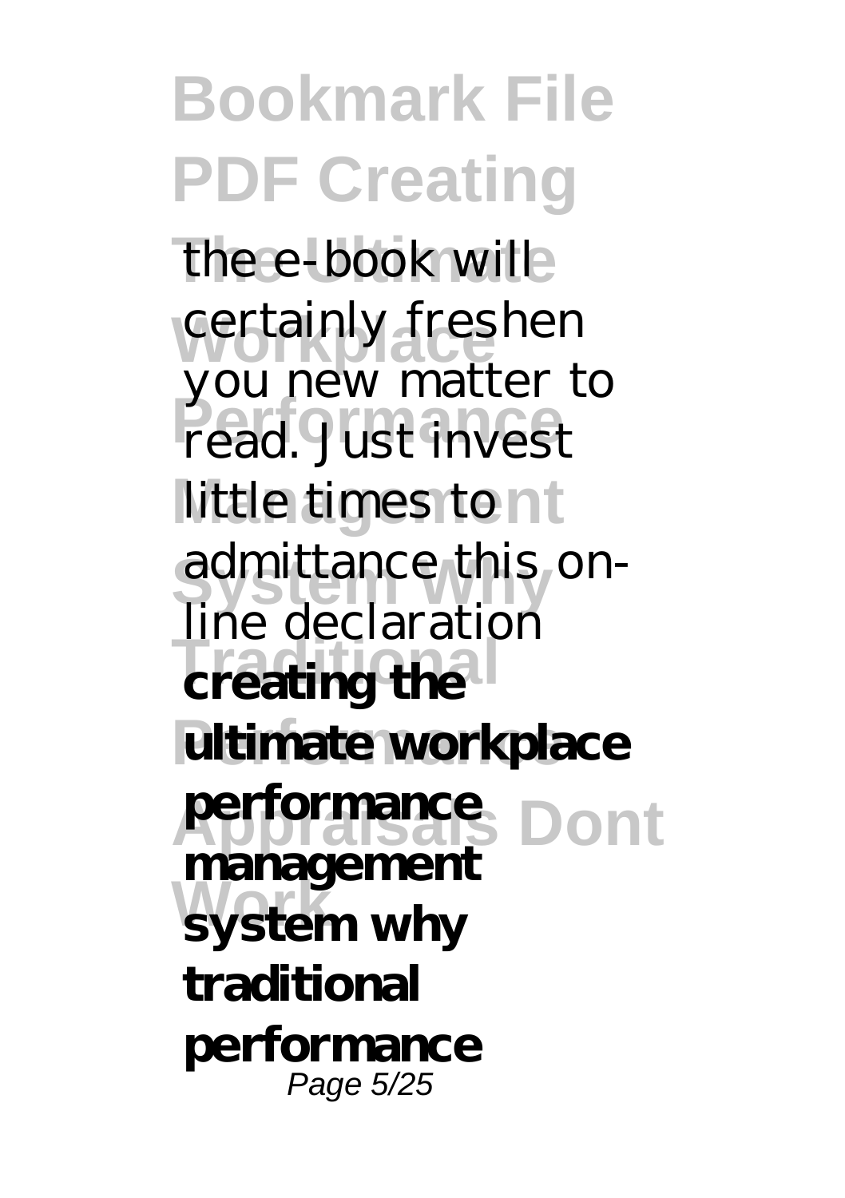the e-book will certainly freshen you new matter to read. Just invest little times to admittance this on-line declaration **creating the ultimate workplace performance management system why traditional performance**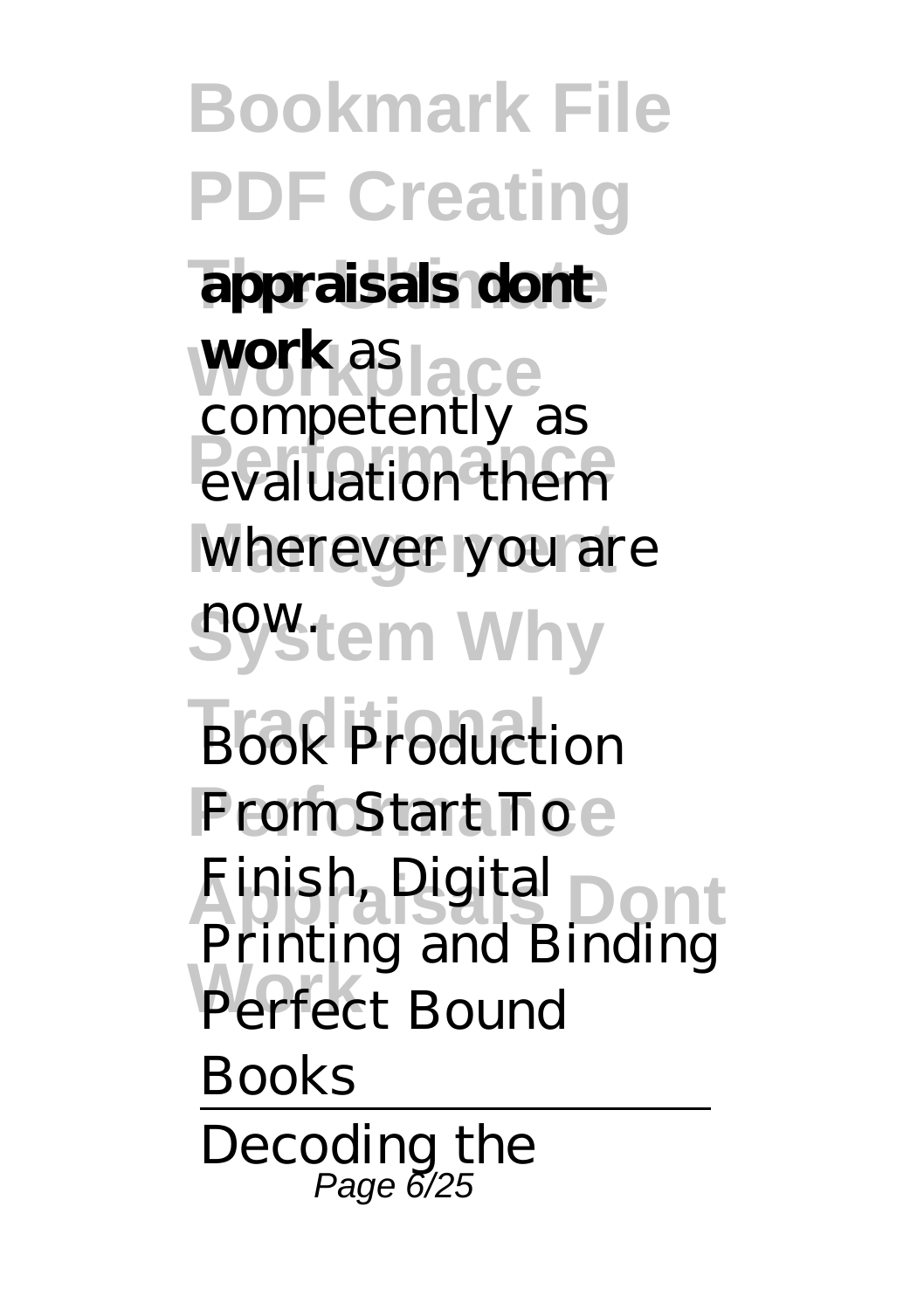**appraisals dont work** as competently as evaluation them wherever you are now.

*Book Production From Start To Finish, Digital Printing and Binding Perfect Bound Books*

---

Decoding the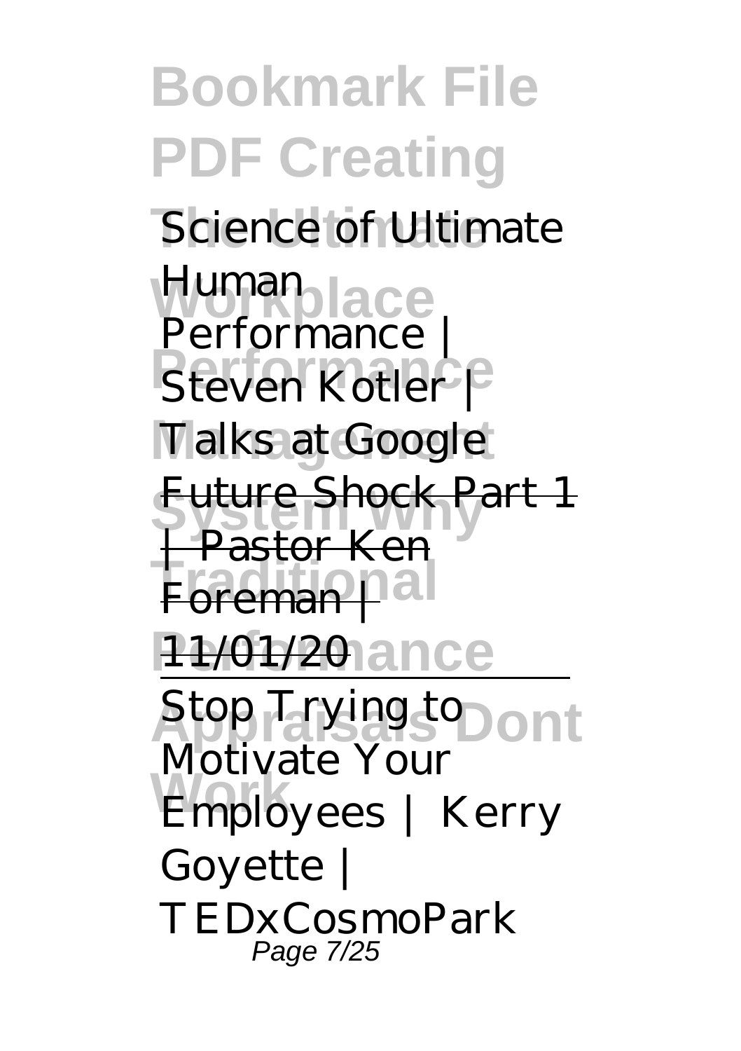*Science of Ultimate Human Performance | Steven Kotler | Talks at Google*

Future Shock Part 1 | Pastor Ken Foreman | 11/01/20

Stop Trying to Motivate Your Employees | Kerry Goyette | TEDxCosmoPark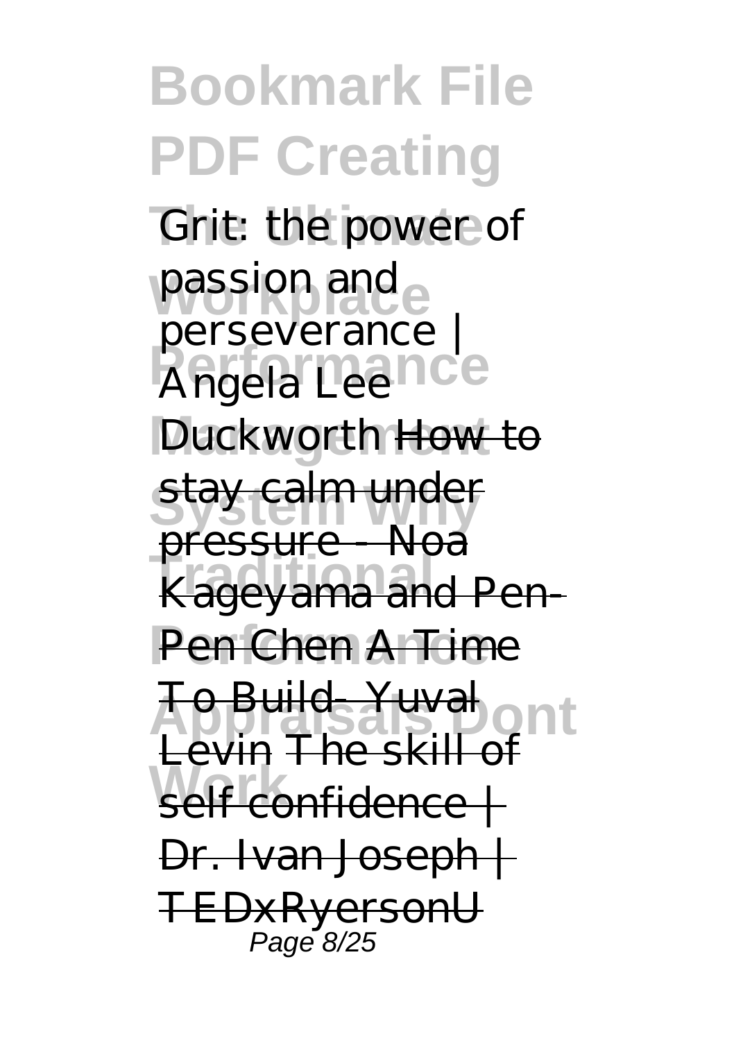Grit: the power of passion and perseverance | Angela Lee Duckworth ~~How to stay calm under pressure - Noa Kageyama and Pen-Pen Chen~~ ~~A Time To Build- Yuval Levin~~ ~~The skill of self confidence | Dr. Ivan Joseph | TEDxRyersonU~~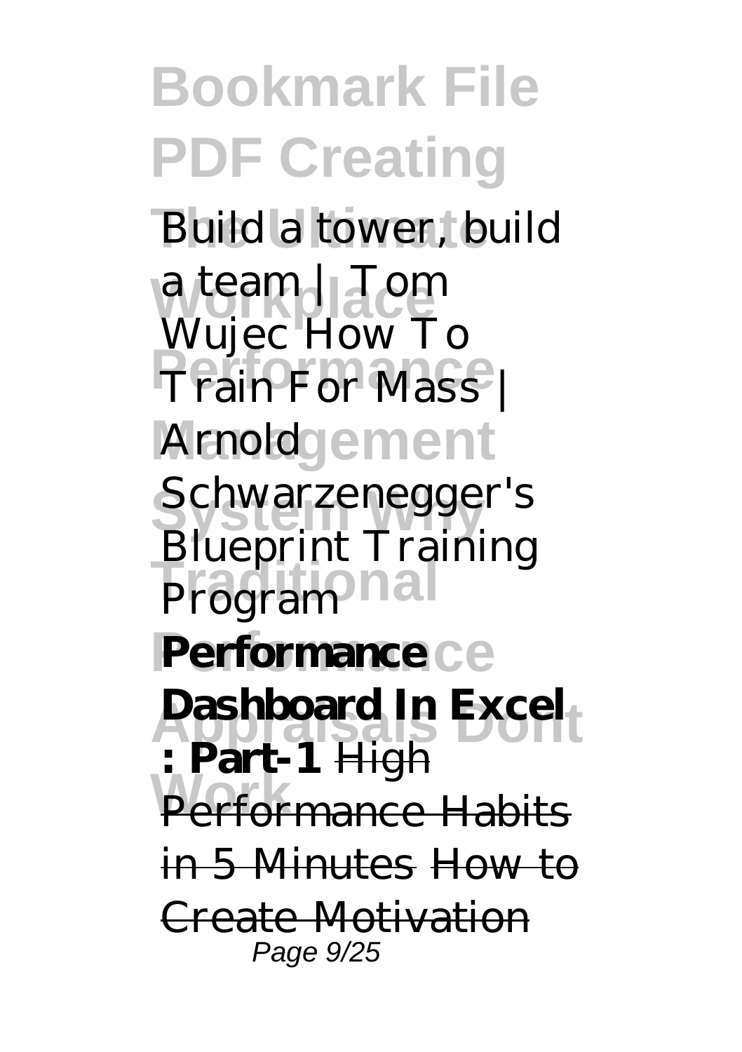*Build a tower, build a team | Tom Wujec* *How To Train For Mass | Arnold Schwarzenegger's Blueprint Training Program* **Performance Dashboard In Excel : Part-1** ~~High Performance Habits in 5 Minutes~~ ~~How to Create Motivation~~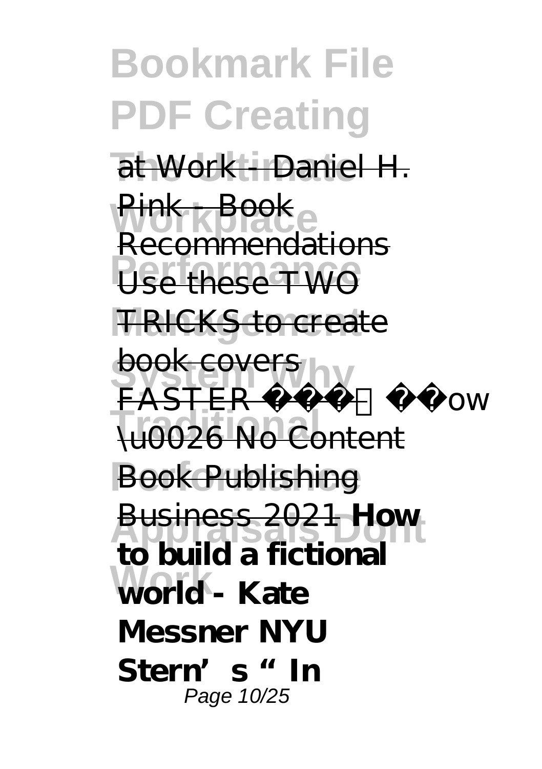at Work - Daniel H. Pink - Book Recommendations Use these TWO TRICKS to create book covers FASTER Low \u0026 No Content Book Publishing Business 2021 **How to build a fictional world - Kate Messner NYU Stern's "In**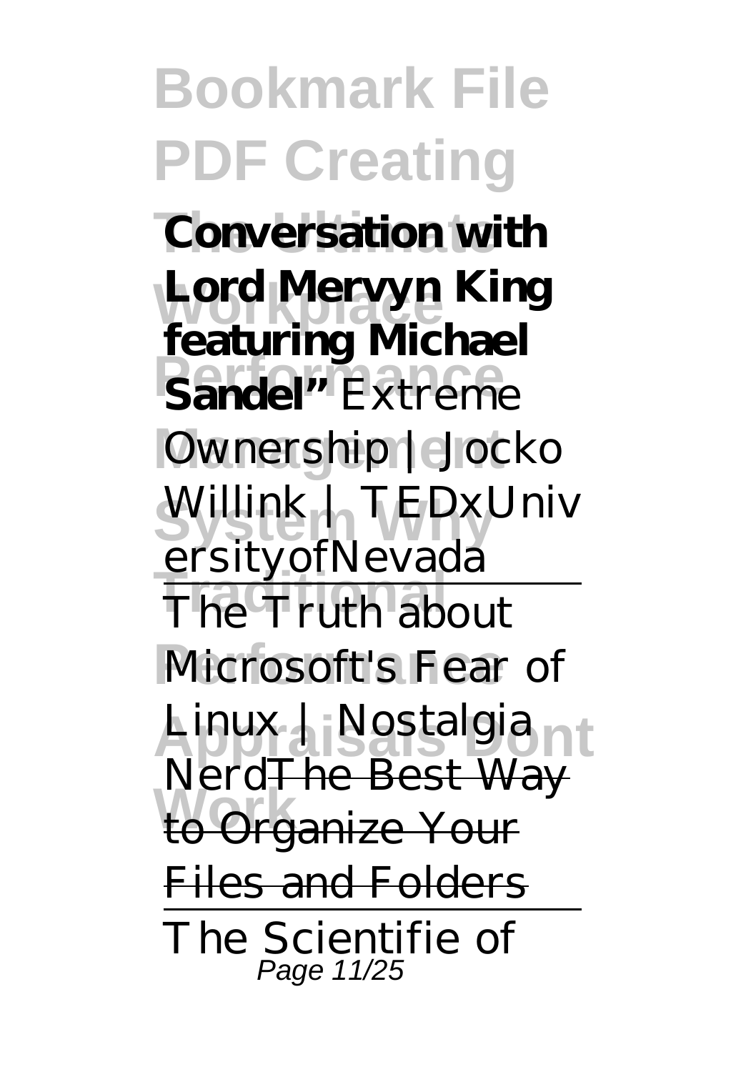**Conversation with Lord Mervyn King featuring Michael Sandel"** *Extreme Ownership | Jocko Willink | TEDxUniversityofNevada*

The Truth about Microsoft's Fear of Linux | Nostalgia Nerd~~The Best Way to Organize Your Files and Folders~~

The Scientifie of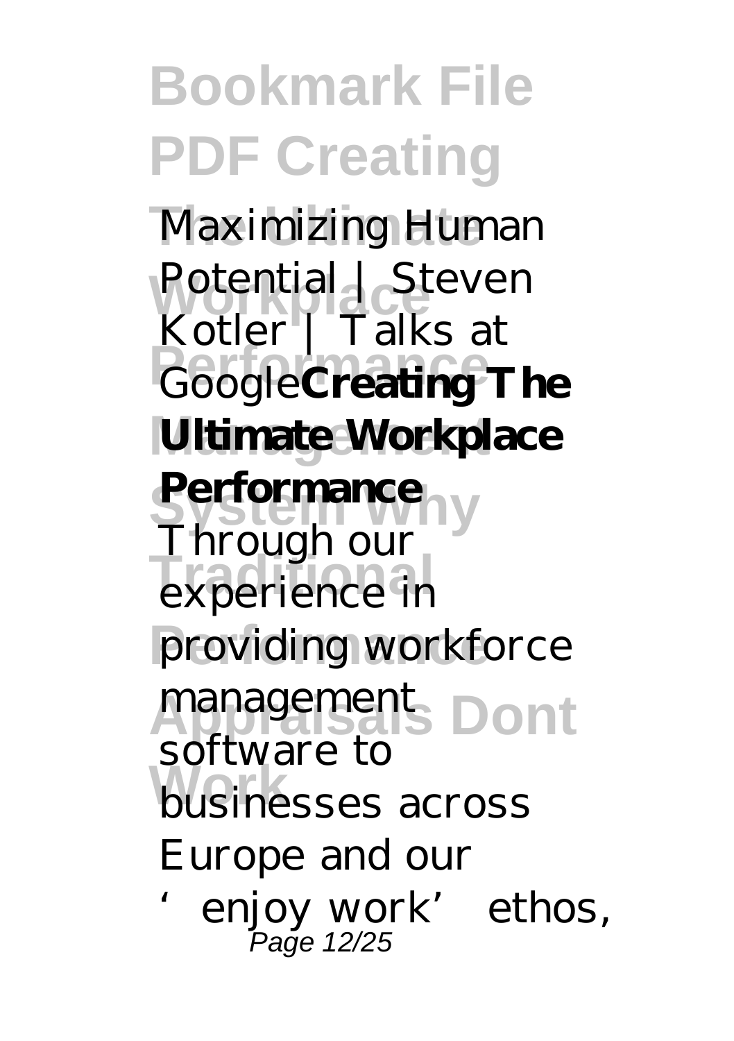*Maximizing Human Potential | Steven Kotler | Talks at Google* **Creating The Ultimate Workplace Performance**

Through our experience in providing workforce management software to businesses across Europe and our 'enjoy work' ethos,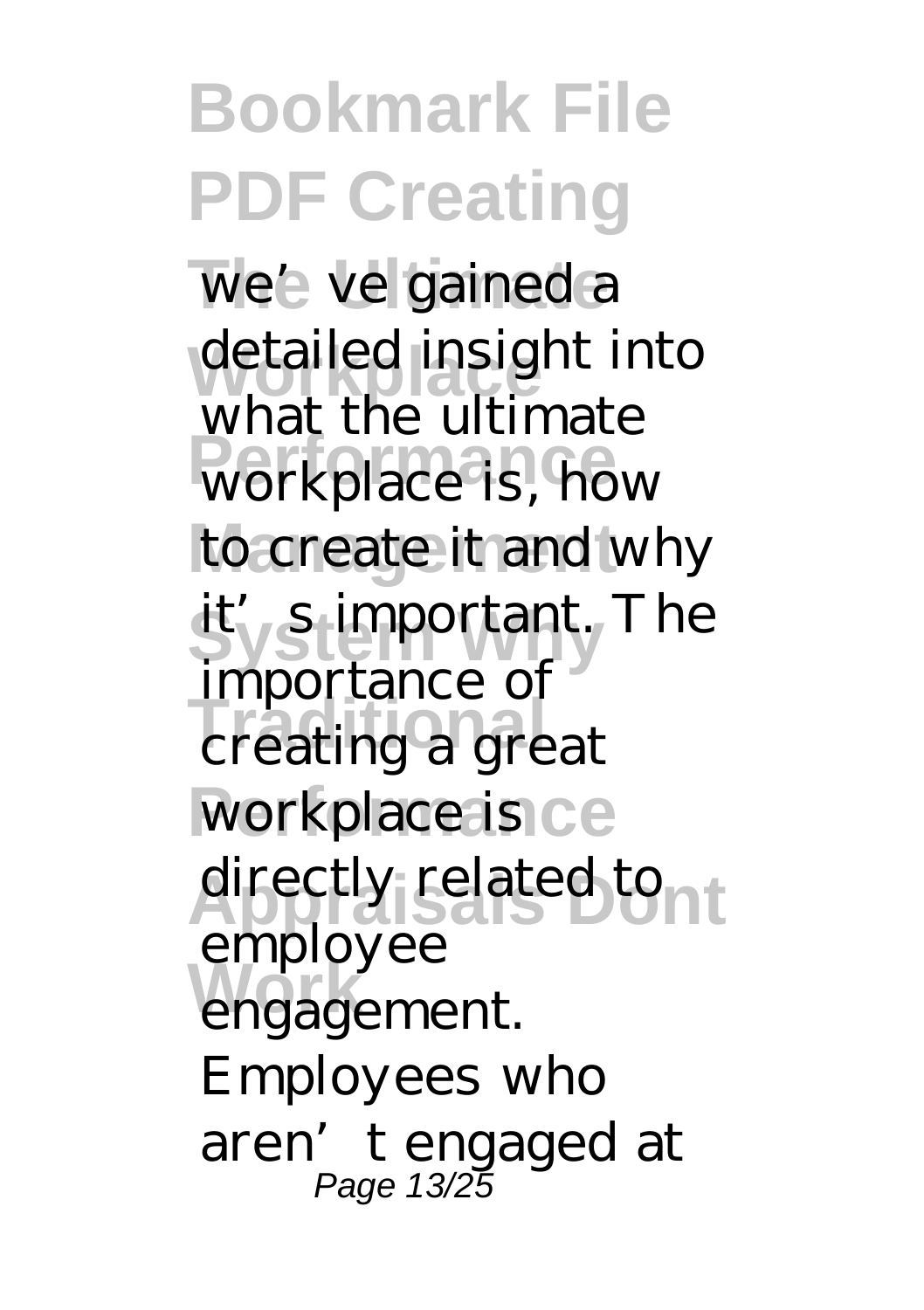we've gained a detailed insight into what the ultimate workplace is, how to create it and why it's important. The importance of creating a great workplace is directly related to employee engagement. Employees who aren't engaged at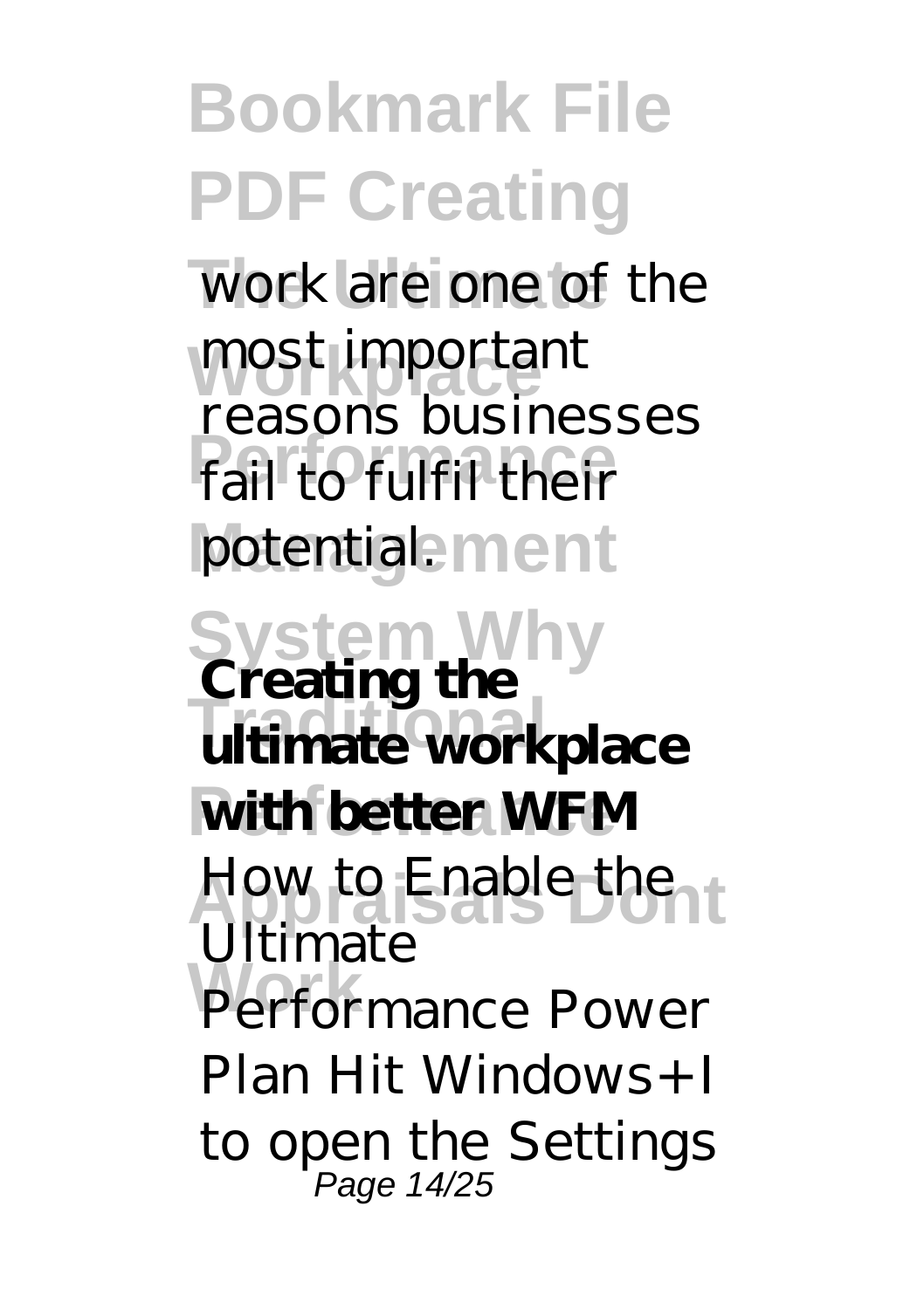work are one of the most important reasons businesses fail to fulfil their potential.

**Creating the ultimate workplace with better WFM**

How to Enable the Ultimate Performance Power Plan Hit Windows+I to open the Settings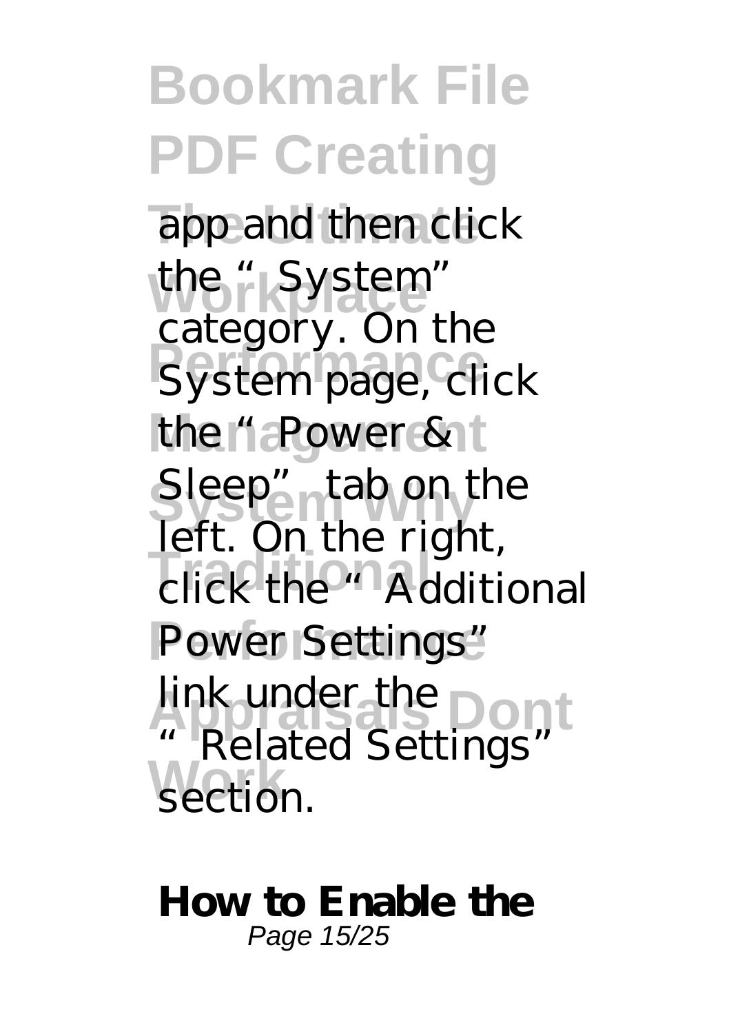app and then click the " System" category. On the System page, click the " Power & Sleep" tab on the left. On the right, click the " Additional Power Settings" link under the " Related Settings" section.

**How to Enable the**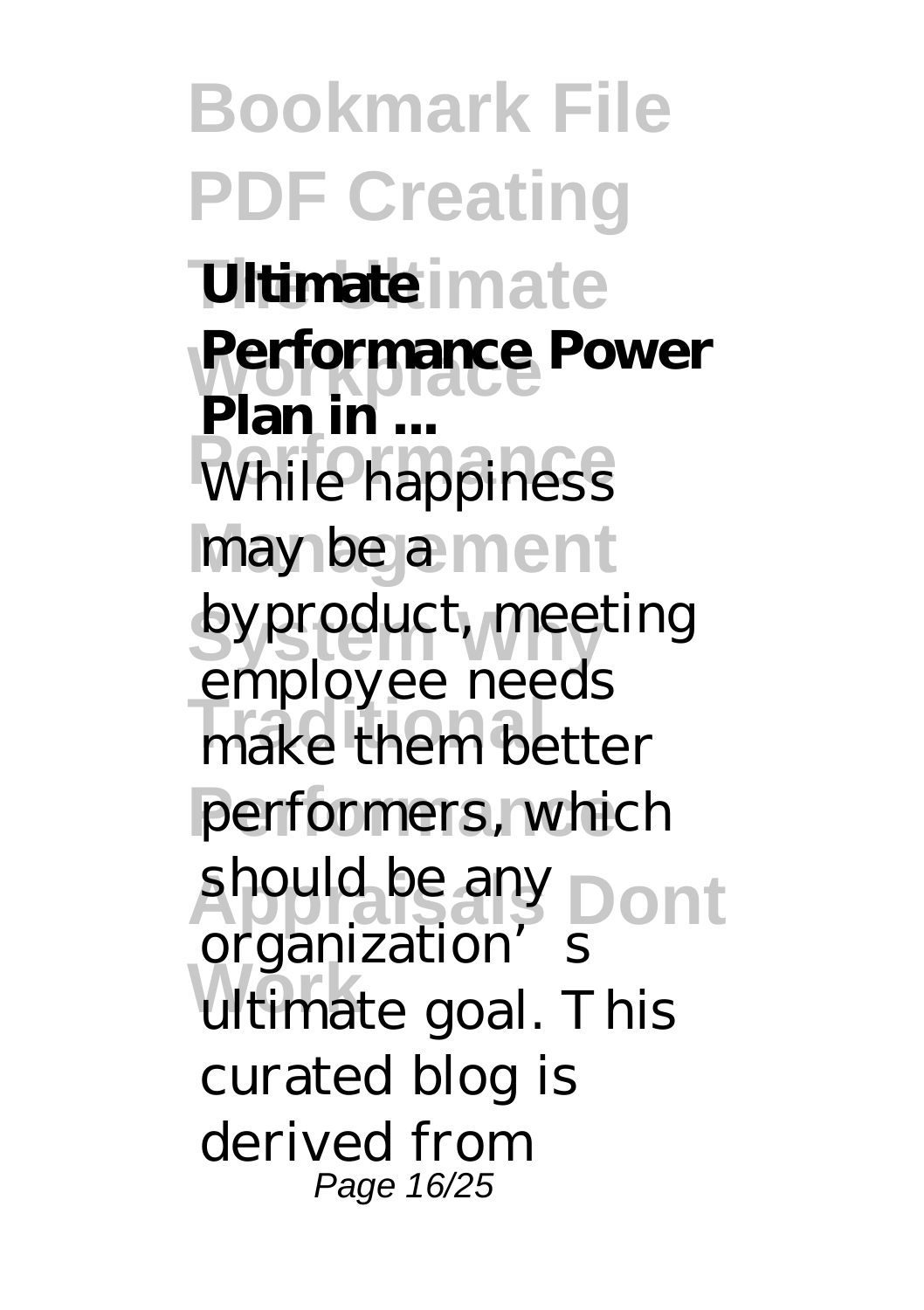**Ultimate Performance Power Plan in ...**

While happiness may be a byproduct, meeting employee needs make them better performers, which should be any organization's ultimate goal. This curated blog is derived from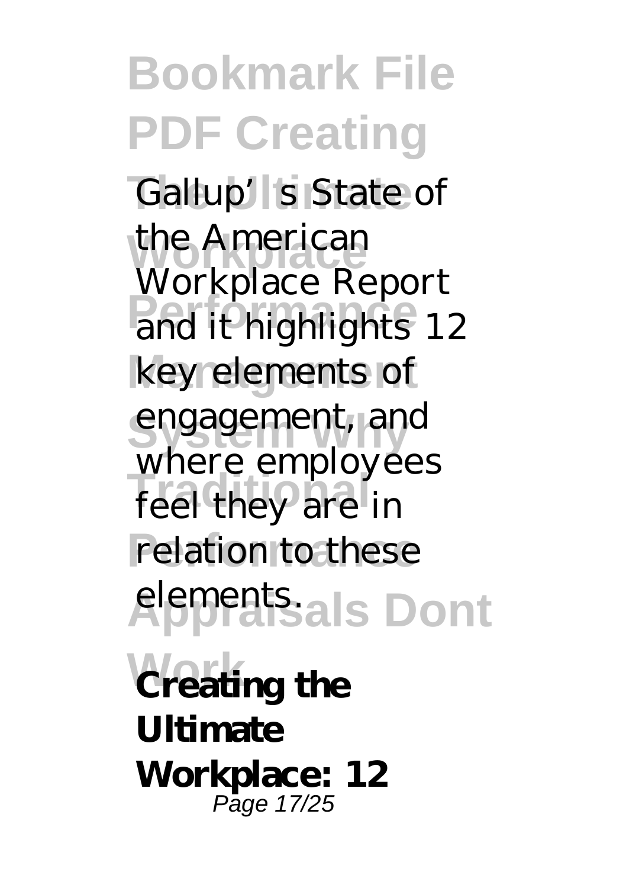Gallup's State of the American Workplace Report and it highlights 12 key elements of engagement, and where employees feel they are in relation to these elements.

**Creating the Ultimate Workplace: 12**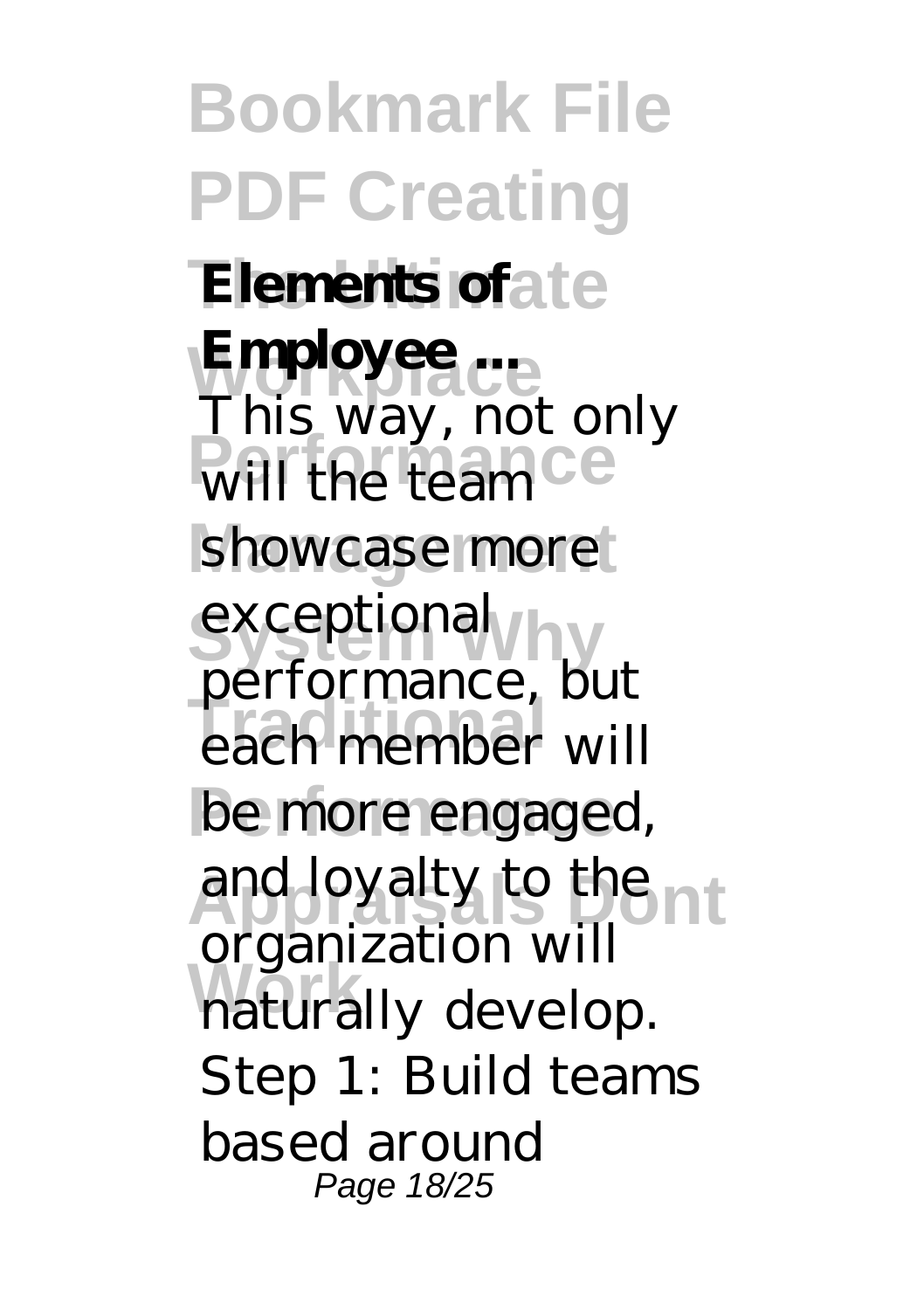**Elements of Employee ...**

This way, not only will the team showcase more exceptional performance, but each member will be more engaged, and loyalty to the organization will naturally develop. Step 1: Build teams based around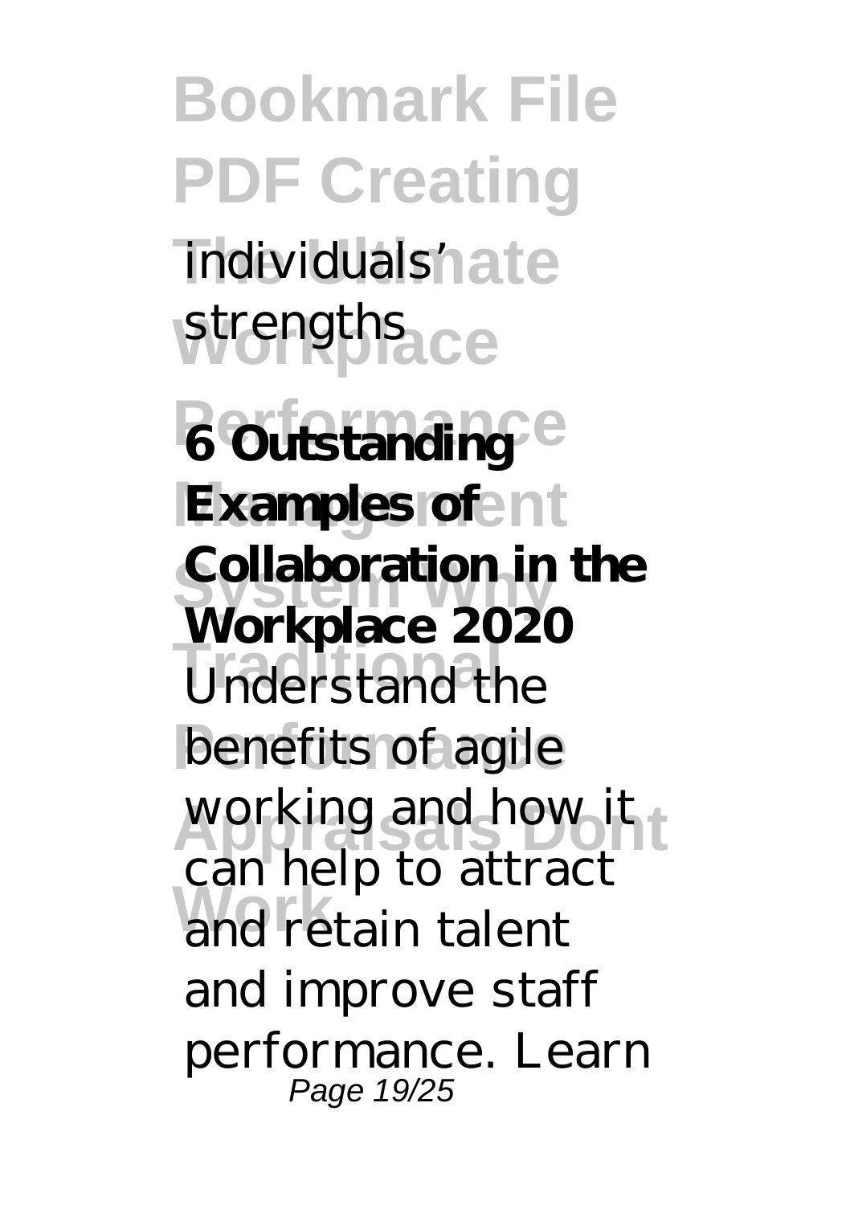individuals' strengths

**6 Outstanding Examples of Collaboration in the Workplace 2020**

Understand the benefits of agile working and how it can help to attract and retain talent and improve staff performance. Learn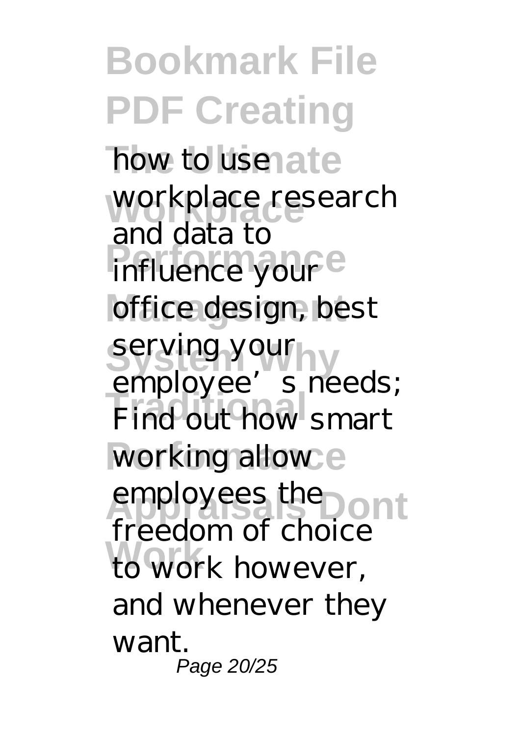how to use workplace research and data to influence your office design, best serving your employee's needs; Find out how smart working allow employees the freedom of choice to work however, and whenever they want.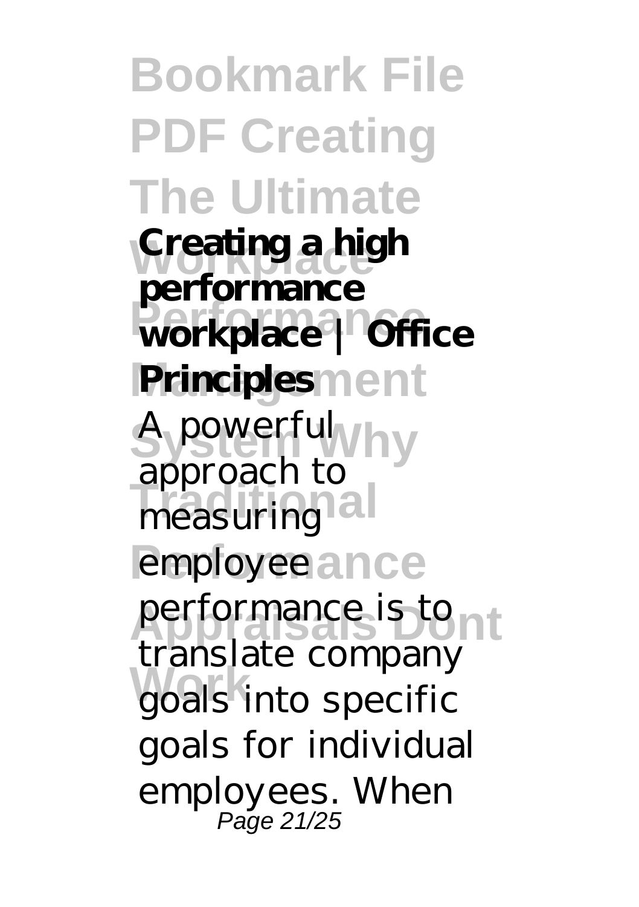**Creating a high performance workplace | Office Principles**

A powerful approach to measuring employee performance is to translate company goals into specific goals for individual employees. When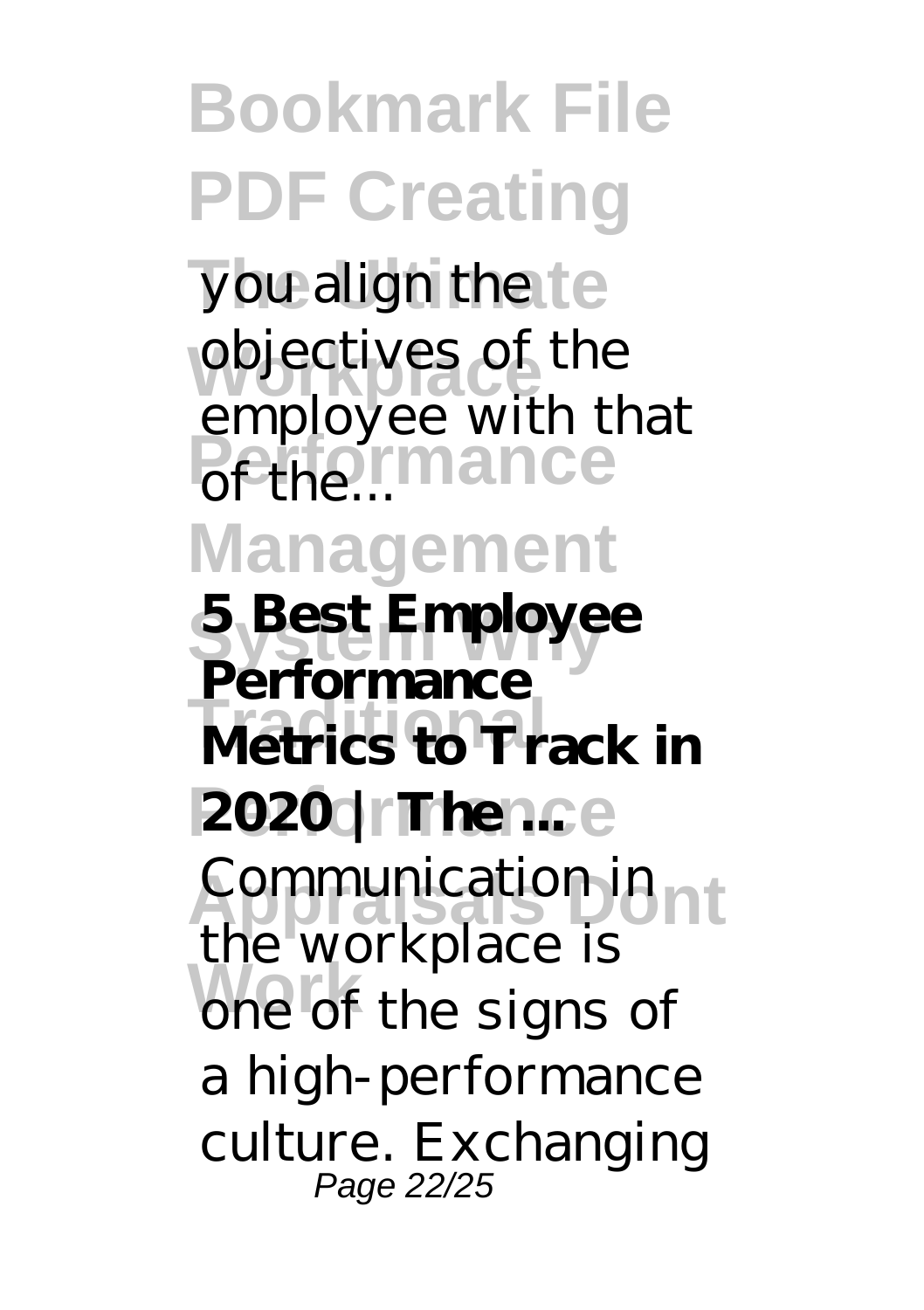you align the objectives of the employee with that of the...

**5 Best Employee Performance Metrics to Track in 2020 | The ...**

Communication in the workplace is one of the signs of a high-performance culture. Exchanging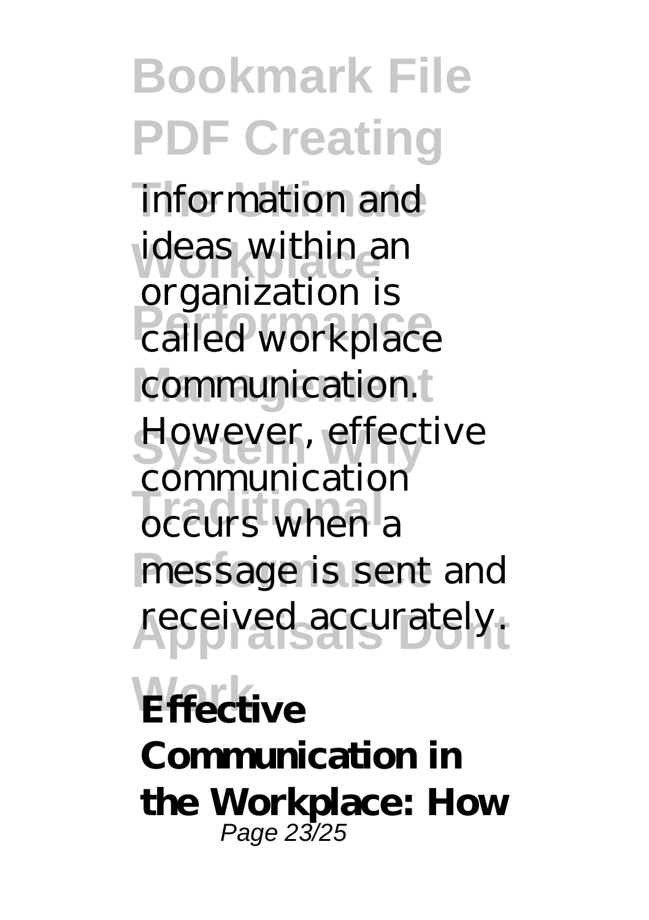information and ideas within an organization is called workplace communication. However, effective communication occurs when a message is sent and received accurately.

**Effective Communication in the Workplace: How**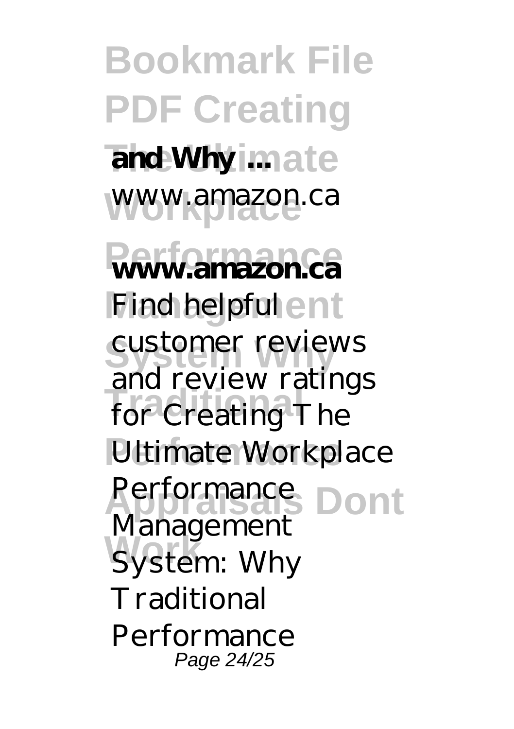**and Why ...**

www.amazon.ca

**www.amazon.ca**

Find helpful customer reviews and review ratings for Creating The Ultimate Workplace Performance Management System: Why Traditional Performance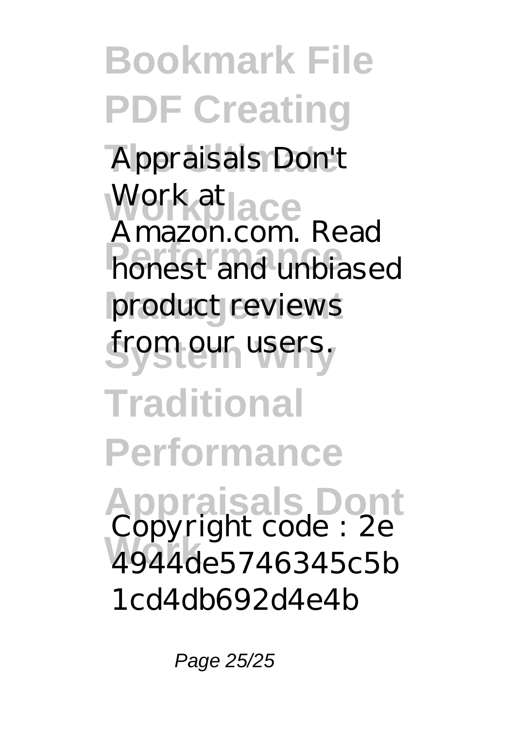Appraisals Don't Work at Amazon.com. Read honest and unbiased product reviews from our users.

Copyright code : 2e4944de5746345c5b1cd4db692d4e4b